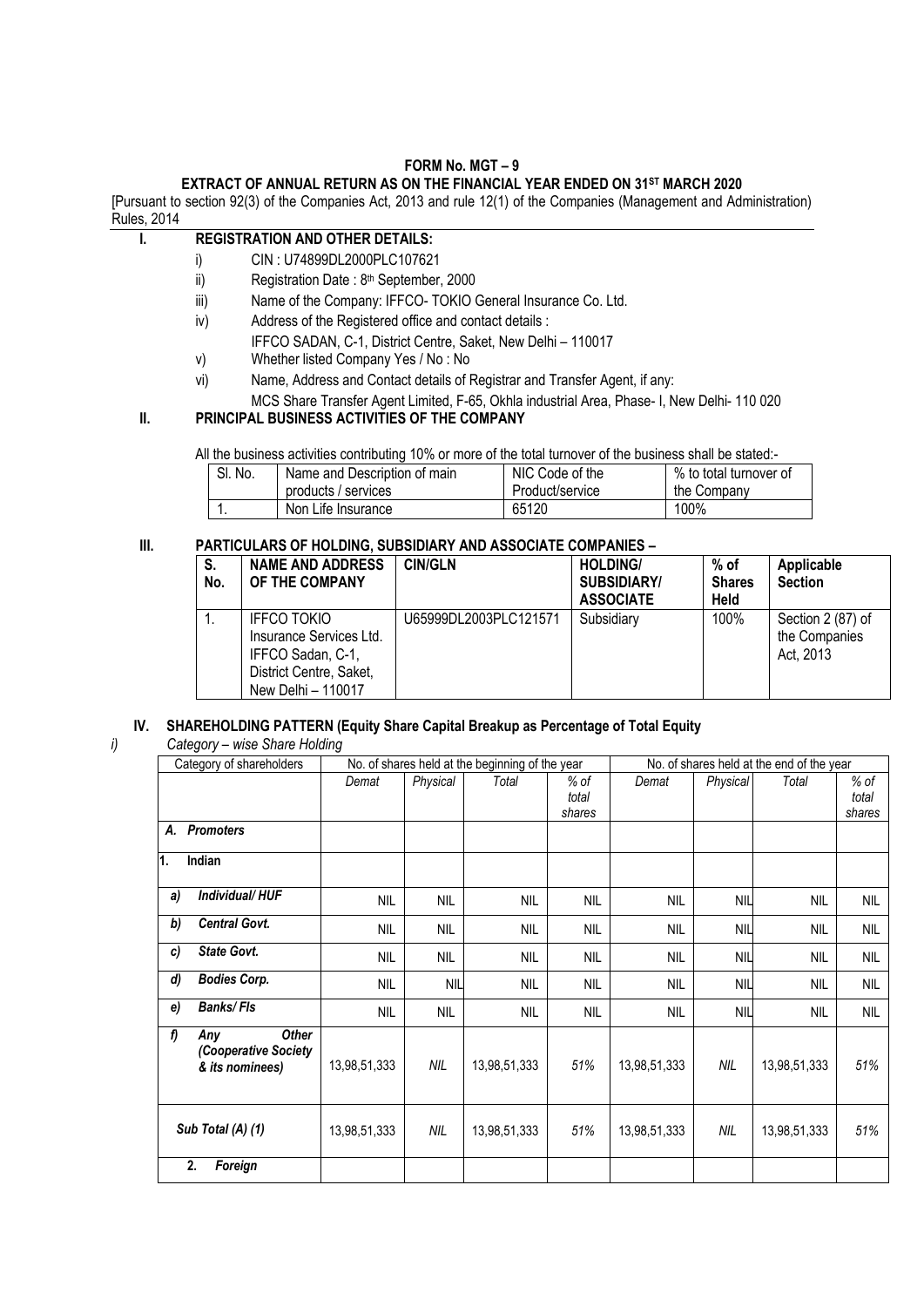# FORM No. MGT – 9

## EXTRACT OF ANNUAL RETURN AS ON THE FINANCIAL YEAR ENDED ON 31ST MARCH 2020

[Pursuant to section 92(3) of the Companies Act, 2013 and rule 12(1) of the Companies (Management and Administration) Rules, 2014

### I. REGISTRATION AND OTHER DETAILS:

- i) CIN : U74899DL2000PLC107621
- ii) Registration Date : 8th September, 2000
- iii) Name of the Company: IFFCO- TOKIO General Insurance Co. Ltd.
- iv) Address of the Registered office and contact details :
  IFFCO SADAN, C-1, District Centre, Saket, New Delhi – 110017
- v) Whether listed Company Yes / No : No
- vi) Name, Address and Contact details of Registrar and Transfer Agent, if any:
  MCS Share Transfer Agent Limited, F-65, Okhla industrial Area, Phase- I, New Delhi- 110 020

### II. PRINCIPAL BUSINESS ACTIVITIES OF THE COMPANY

All the business activities contributing 10% or more of the total turnover of the business shall be stated:-

| Sl. No. | Name and Description of main products / services | NIC Code of the Product/service | % to total turnover of the Company |
|---|---|---|---|
| 1. | Non Life Insurance | 65120 | 100% |

### III. PARTICULARS OF HOLDING, SUBSIDIARY AND ASSOCIATE COMPANIES –

| S. No. | NAME AND ADDRESS OF THE COMPANY | CIN/GLN | HOLDING/ SUBSIDIARY/ ASSOCIATE | % of Shares Held | Applicable Section |
|---|---|---|---|---|---|
| 1. | IFFCO TOKIO Insurance Services Ltd. IFFCO Sadan, C-1, District Centre, Saket, New Delhi – 110017 | U65999DL2003PLC121571 | Subsidiary | 100% | Section 2 (87) of the Companies Act, 2013 |

### IV. SHAREHOLDING PATTERN (Equity Share Capital Breakup as Percentage of Total Equity

*i) Category – wise Share Holding*

| Category of shareholders | No. of shares held at the beginning of the year | | | | No. of shares held at the end of the year | | | |
|---|---|---|---|---|---|---|---|---|
| | *Demat* | *Physical* | *Total* | *% of total shares* | *Demat* | *Physical* | *Total* | *% of total shares* |
| ***A. Promoters*** | | | | | | | | |
| **1. Indian** | | | | | | | | |
| ***a) Individual/ HUF*** | NIL | NIL | NIL | NIL | NIL | NIL | NIL | NIL |
| ***b) Central Govt.*** | NIL | NIL | NIL | NIL | NIL | NIL | NIL | NIL |
| ***c) State Govt.*** | NIL | NIL | NIL | NIL | NIL | NIL | NIL | NIL |
| ***d) Bodies Corp.*** | NIL | NIL | NIL | NIL | NIL | NIL | NIL | NIL |
| ***e) Banks/ FIs*** | NIL | NIL | NIL | NIL | NIL | NIL | NIL | NIL |
| ***f) Any Other (Cooperative Society & its nominees)*** | 13,98,51,333 | *NIL* | 13,98,51,333 | *51%* | 13,98,51,333 | *NIL* | 13,98,51,333 | *51%* |
| ***Sub Total (A) (1)*** | 13,98,51,333 | *NIL* | 13,98,51,333 | *51%* | 13,98,51,333 | *NIL* | 13,98,51,333 | *51%* |
| ***2. Foreign*** | | | | | | | | |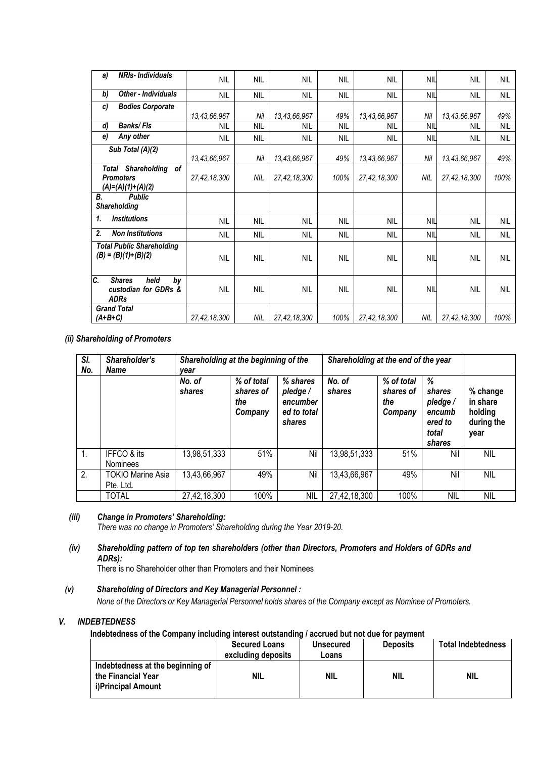| | | | | | | | | |
|---|---|---|---|---|---|---|---|---|
| ***a) NRIs- Individuals*** | NIL | NIL | NIL | NIL | NIL | NIL | NIL | NIL |
| ***b) Other - Individuals*** | NIL | NIL | NIL | NIL | NIL | NIL | NIL | NIL |
| ***c) Bodies Corporate*** | *13,43,66,967* | *Nil* | *13,43,66,967* | *49%* | *13,43,66,967* | *Nil* | *13,43,66,967* | *49%* |
| ***d) Banks/ FIs*** | NIL | NIL | NIL | NIL | NIL | NIL | NIL | NIL |
| ***e) Any other*** | NIL | NIL | NIL | NIL | NIL | NIL | NIL | NIL |
| ***Sub Total (A)(2)*** | *13,43,66,967* | *Nil* | *13,43,66,967* | *49%* | *13,43,66,967* | *Nil* | *13,43,66,967* | *49%* |
| ***Total Shareholding of Promoters (A)=(A)(1)+(A)(2)*** | *27,42,18,300* | *NIL* | *27,42,18,300* | *100%* | *27,42,18,300* | *NIL* | *27,42,18,300* | *100%* |
| ***B. Public Shareholding*** | | | | | | | | |
| ***1. Institutions*** | NIL | NIL | NIL | NIL | NIL | NIL | NIL | NIL |
| ***2. Non Institutions*** | NIL | NIL | NIL | NIL | NIL | NIL | NIL | NIL |
| ***Total Public Shareholding (B) = (B)(1)+(B)(2)*** | NIL | NIL | NIL | NIL | NIL | NIL | NIL | NIL |
| ***C. Shares held by custodian for GDRs & ADRs*** | NIL | NIL | NIL | NIL | NIL | NIL | NIL | NIL |
| ***Grand Total (A+B+C)*** | *27,42,18,300* | *NIL* | *27,42,18,300* | *100%* | *27,42,18,300* | *NIL* | *27,42,18,300* | *100%* |

### *(ii) Shareholding of Promoters*

| *Sl. No.* | *Shareholder's Name* | *Shareholding at the beginning of the year* | | | *Shareholding at the end of the year* | | | |
|---|---|---|---|---|---|---|---|---|
| | | *No. of shares* | *% of total shares of the Company* | *% shares pledge / encumbered to total shares* | *No. of shares* | *% of total shares of the Company* | *% shares pledge / encumbered to total shares* | % change in share holding during the year |
| 1. | IFFCO & its Nominees | 13,98,51,333 | 51% | Nil | 13,98,51,333 | 51% | Nil | NIL |
| 2. | TOKIO Marine Asia Pte. Ltd**.** | 13,43,66,967 | 49% | Nil | 13,43,66,967 | 49% | Nil | NIL |
| | TOTAL | 27,42,18,300 | 100% | NIL | 27,42,18,300 | 100% | NIL | NIL |

### *(iii) Change in Promoters' Shareholding:*

*There was no change in Promoters' Shareholding during the Year 2019-20.*

### *(iv) Shareholding pattern of top ten shareholders (other than Directors, Promoters and Holders of GDRs and ADRs):*

There is no Shareholder other than Promoters and their Nominees

### *(v) Shareholding of Directors and Key Managerial Personnel :*

*None of the Directors or Key Managerial Personnel holds shares of the Company except as Nominee of Promoters.*

## *V. INDEBTEDNESS*

**Indebtedness of the Company including interest outstanding / accrued but not due for payment**

| | Secured Loans excluding deposits | Unsecured Loans | Deposits | Total Indebtedness |
|---|---|---|---|---|
| **Indebtedness at the beginning of the Financial Year i)Principal Amount** | **NIL** | **NIL** | **NIL** | **NIL** |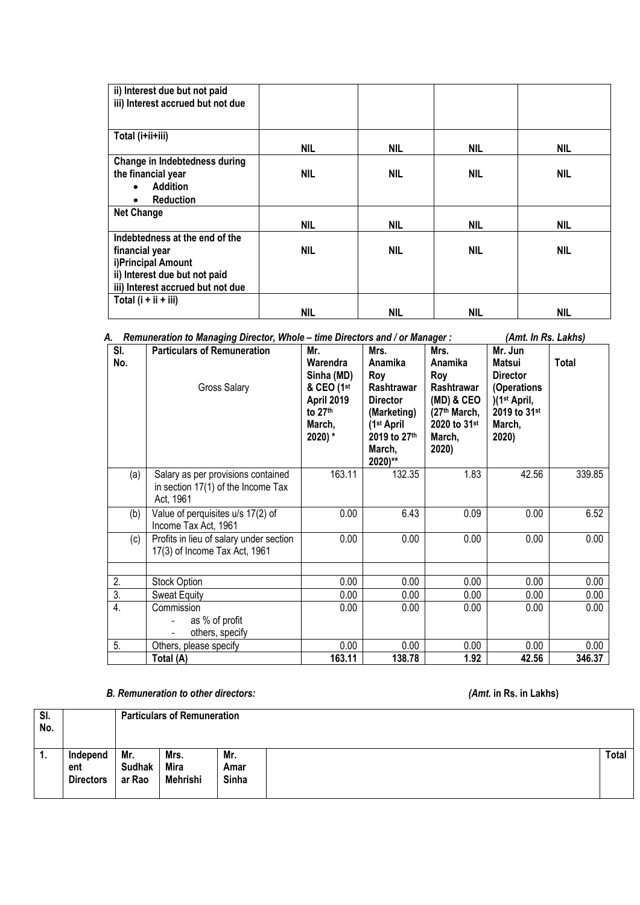| | | | | |
|---|---|---|---|---|
| ii) Interest due but not paid<br>iii) Interest accrued but not due | | | | |
| **Total (i+ii+iii)** | **NIL** | **NIL** | **NIL** | **NIL** |
| **Change in Indebtedness during the financial year**<br>• **Addition**<br>• **Reduction** | **NIL** | **NIL** | **NIL** | **NIL** |
| **Net Change** | **NIL** | **NIL** | **NIL** | **NIL** |
| **Indebtedness at the end of the financial year**<br>**i)Principal Amount**<br>**ii) Interest due but not paid**<br>**iii) Interest accrued but not due** | **NIL** | **NIL** | **NIL** | **NIL** |
| **Total (i + ii + iii)** | **NIL** | **NIL** | **NIL** | **NIL** |

***A. Remuneration to Managing Director, Whole – time Directors and / or Manager :*** ***(Amt. In Rs. Lakhs)***

| Sl. No. | Particulars of Remuneration<br><br>Gross Salary | Mr. Warendra Sinha (MD) & CEO (1st April 2019 to 27th March, 2020) * | Mrs. Anamika Roy Rashtrawar Director (Marketing) (1st April 2019 to 27th March, 2020)** | Mrs. Anamika Roy Rashtrawar (MD) & CEO (27th March, 2020 to 31st March, 2020) | Mr. Jun Matsui Director (Operations )(1st April, 2019 to 31st March, 2020) | Total |
|---|---|---|---|---|---|---|
| (a) | Salary as per provisions contained in section 17(1) of the Income Tax Act, 1961 | 163.11 | 132.35 | 1.83 | 42.56 | 339.85 |
| (b) | Value of perquisites u/s 17(2) of Income Tax Act, 1961 | 0.00 | 6.43 | 0.09 | 0.00 | 6.52 |
| (c) | Profits in lieu of salary under section 17(3) of Income Tax Act, 1961 | 0.00 | 0.00 | 0.00 | 0.00 | 0.00 |
| | | | | | | |
| 2. | Stock Option | 0.00 | 0.00 | 0.00 | 0.00 | 0.00 |
| 3. | Sweat Equity | 0.00 | 0.00 | 0.00 | 0.00 | 0.00 |
| 4. | Commission<br>- as % of profit<br>- others, specify | 0.00 | 0.00 | 0.00 | 0.00 | 0.00 |
| 5. | Others, please specify | 0.00 | 0.00 | 0.00 | 0.00 | 0.00 |
| | **Total (A)** | **163.11** | **138.78** | **1.92** | **42.56** | **346.37** |

***B. Remuneration to other directors:*** ***(Amt.* in Rs. in Lakhs)**

| Sl. No. | | Particulars of Remuneration | | | | |
|---|---|---|---|---|---|---|
| 1. | Independent Directors | Mr. Sudhakar Rao | Mrs. Mira Mehrishi | Mr. Amar Sinha | | Total |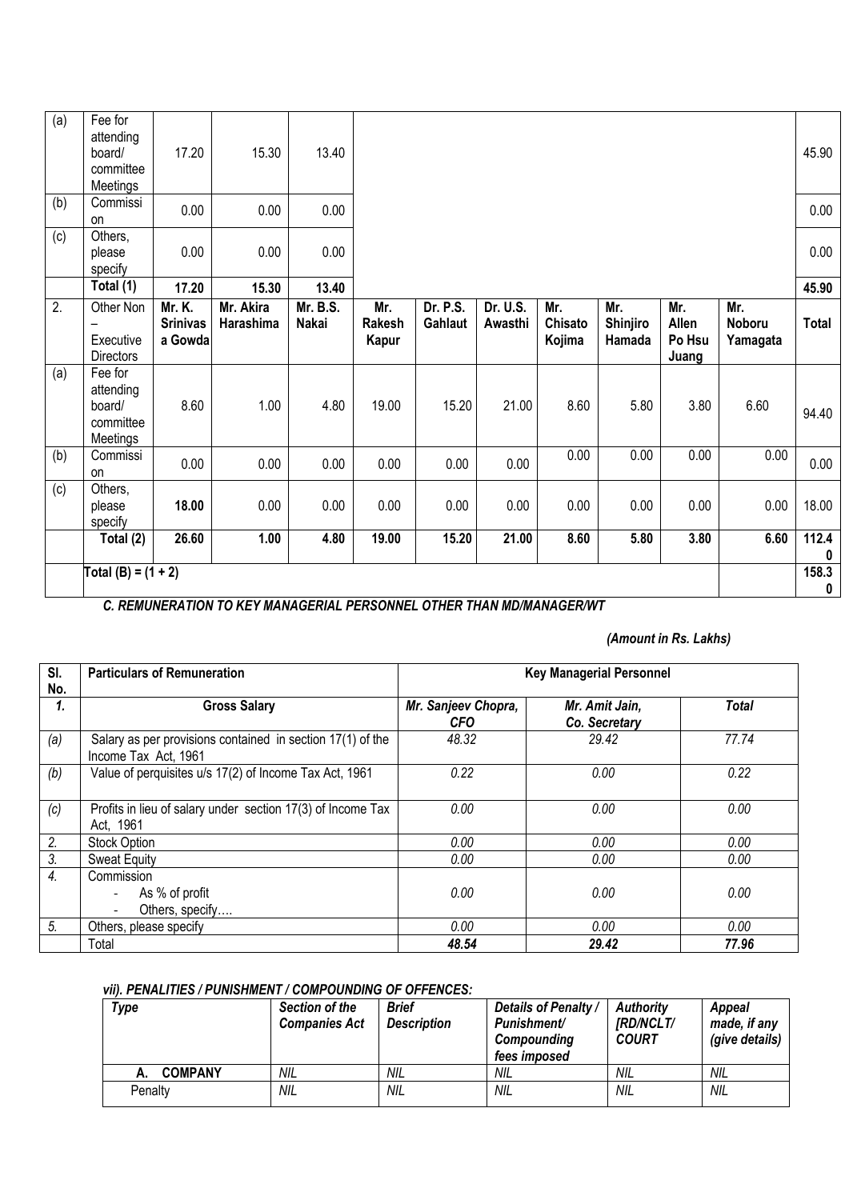| (a) | Fee for attending board/ committee Meetings | 17.20 | 15.30 | 13.40 | | | | | | | | 45.90 |
|---|---|---|---|---|---|---|---|---|---|---|---|---|
| (b) | Commission | 0.00 | 0.00 | 0.00 | | | | | | | | 0.00 |
| (c) | Others, please specify | 0.00 | 0.00 | 0.00 | | | | | | | | 0.00 |
| | **Total (1)** | **17.20** | **15.30** | **13.40** | | | | | | | | **45.90** |
| 2. | Other Non – Executive Directors | **Mr. K. Srinivas a Gowda** | **Mr. Akira Harashima** | **Mr. B.S. Nakai** | **Mr. Rakesh Kapur** | **Dr. P.S. Gahlaut** | **Dr. U.S. Awasthi** | **Mr. Chisato Kojima** | **Mr. Shinjiro Hamada** | **Mr. Allen Po Hsu Juang** | **Mr. Noboru Yamagata** | **Total** |
| (a) | Fee for attending board/ committee Meetings | 8.60 | 1.00 | 4.80 | 19.00 | 15.20 | 21.00 | 8.60 | 5.80 | 3.80 | 6.60 | 94.40 |
| (b) | Commission | 0.00 | 0.00 | 0.00 | 0.00 | 0.00 | 0.00 | 0.00 | 0.00 | 0.00 | 0.00 | 0.00 |
| (c) | Others, please specify | **18.00** | 0.00 | 0.00 | 0.00 | 0.00 | 0.00 | 0.00 | 0.00 | 0.00 | 0.00 | 18.00 |
| | **Total (2)** | **26.60** | **1.00** | **4.80** | **19.00** | **15.20** | **21.00** | **8.60** | **5.80** | **3.80** | **6.60** | **112.40** |
| | **Total (B) = (1 + 2)** | | | | | | | | | | | **158.30** |

***C. REMUNERATION TO KEY MANAGERIAL PERSONNEL OTHER THAN MD/MANAGER/WT***

***(Amount in Rs. Lakhs)***

| Sl. No. | Particulars of Remuneration | Key Managerial Personnel | | |
|---|---|---|---|---|
| ***1.*** | **Gross Salary** | ***Mr. Sanjeev Chopra, CFO*** | ***Mr. Amit Jain, Co. Secretary*** | ***Total*** |
| *(a)* | Salary as per provisions contained in section 17(1) of the Income Tax Act, 1961 | *48.32* | *29.42* | *77.74* |
| *(b)* | Value of perquisites u/s 17(2) of Income Tax Act, 1961 | *0.22* | *0.00* | *0.22* |
| *(c)* | Profits in lieu of salary under section 17(3) of Income Tax Act, 1961 | *0.00* | *0.00* | *0.00* |
| *2.* | Stock Option | *0.00* | *0.00* | *0.00* |
| *3.* | Sweat Equity | *0.00* | *0.00* | *0.00* |
| *4.* | Commission<br>- As % of profit<br>- Others, specify…. | *0.00* | *0.00* | *0.00* |
| *5.* | Others, please specify | *0.00* | *0.00* | *0.00* |
| | Total | ***48.54*** | ***29.42*** | ***77.96*** |

***vii). PENALITIES / PUNISHMENT / COMPOUNDING OF OFFENCES:***

| *Type* | *Section of the Companies Act* | *Brief Description* | *Details of Penalty / Punishment/ Compounding fees imposed* | *Authority [RD/NCLT/ COURT* | *Appeal made, if any (give details)* |
|---|---|---|---|---|---|
| **A. COMPANY** | *NIL* | *NIL* | *NIL* | *NIL* | *NIL* |
| Penalty | *NIL* | *NIL* | *NIL* | *NIL* | *NIL* |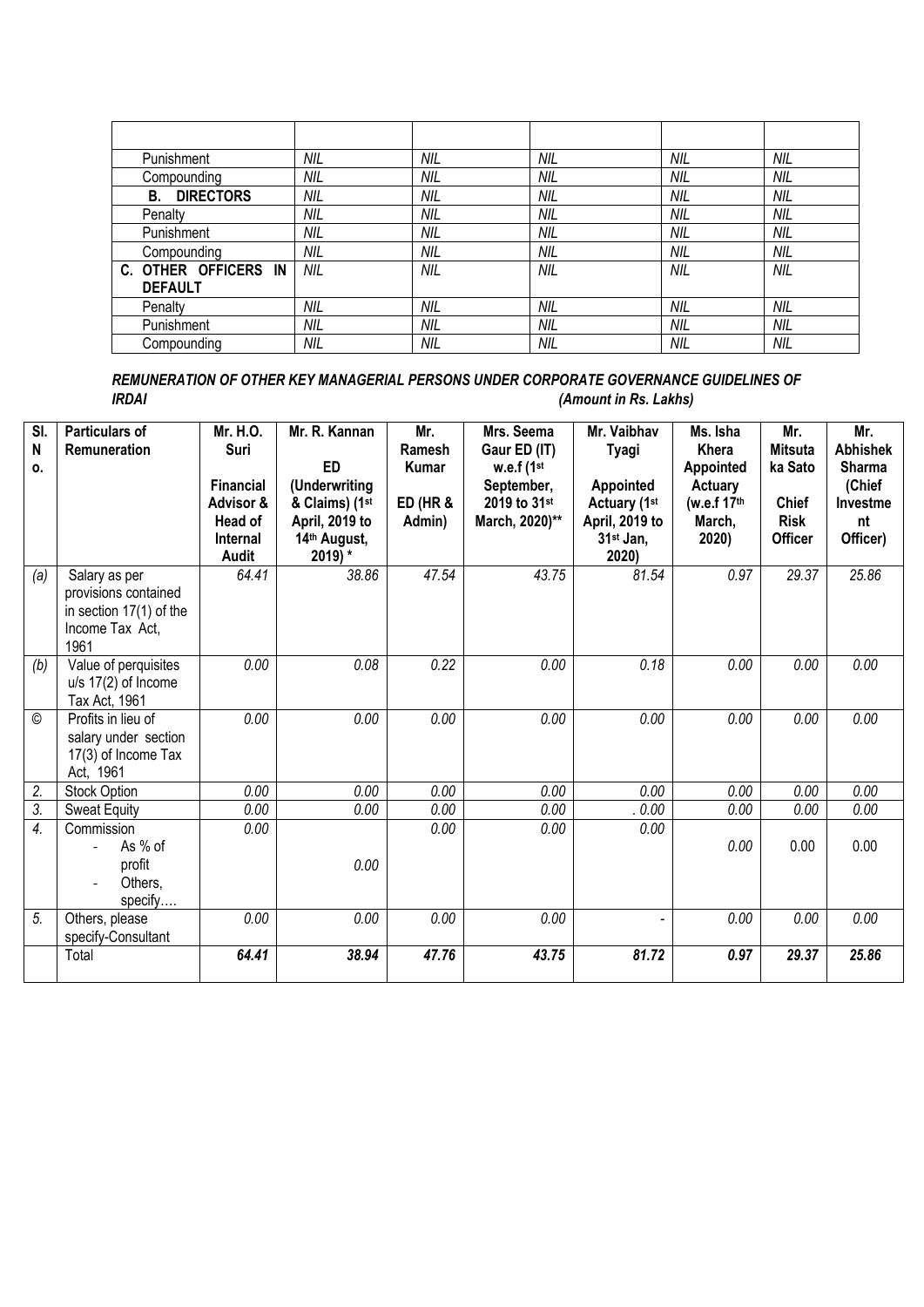| | | | | | |
|---|---|---|---|---|---|
| Punishment | NIL | NIL | NIL | NIL | NIL |
| Compounding | NIL | NIL | NIL | NIL | NIL |
| **B. DIRECTORS** | NIL | NIL | NIL | NIL | NIL |
| Penalty | NIL | NIL | NIL | NIL | NIL |
| Punishment | NIL | NIL | NIL | NIL | NIL |
| Compounding | NIL | NIL | NIL | NIL | NIL |
| **C. OTHER OFFICERS IN DEFAULT** | NIL | NIL | NIL | NIL | NIL |
| Penalty | NIL | NIL | NIL | NIL | NIL |
| Punishment | NIL | NIL | NIL | NIL | NIL |
| Compounding | NIL | NIL | NIL | NIL | NIL |

***REMUNERATION OF OTHER KEY MANAGERIAL PERSONS UNDER CORPORATE GOVERNANCE GUIDELINES OF IRDAI***

***(Amount in Rs. Lakhs)***

| Sl. No. | Particulars of Remuneration | Mr. H.O. Suri Financial Advisor & Head of Internal Audit | Mr. R. Kannan ED (Underwriting & Claims) (1st April, 2019 to 14th August, 2019) * | Mr. Ramesh Kumar ED (HR & Admin) | Mrs. Seema Gaur ED (IT) w.e.f (1st September, 2019 to 31st March, 2020)** | Mr. Vaibhav Tyagi Appointed Actuary (1st April, 2019 to 31st Jan, 2020) | Ms. Isha Khera Appointed Actuary (w.e.f 17th March, 2020) | Mr. Mitsuta ka Sato Chief Risk Officer | Mr. Abhishek Sharma (Chief Investment Officer) |
|---|---|---|---|---|---|---|---|---|---|
| (a) | Salary as per provisions contained in section 17(1) of the Income Tax Act, 1961 | 64.41 | 38.86 | 47.54 | 43.75 | 81.54 | 0.97 | 29.37 | 25.86 |
| (b) | Value of perquisites u/s 17(2) of Income Tax Act, 1961 | 0.00 | 0.08 | 0.22 | 0.00 | 0.18 | 0.00 | 0.00 | 0.00 |
| © | Profits in lieu of salary under section 17(3) of Income Tax Act, 1961 | 0.00 | 0.00 | 0.00 | 0.00 | 0.00 | 0.00 | 0.00 | 0.00 |
| 2. | Stock Option | 0.00 | 0.00 | 0.00 | 0.00 | 0.00 | 0.00 | 0.00 | 0.00 |
| 3. | Sweat Equity | 0.00 | 0.00 | 0.00 | 0.00 | . 0.00 | 0.00 | 0.00 | 0.00 |
| 4. | Commission<br>- As % of profit<br>- Others, specify…. | 0.00 | 0.00 | 0.00 | 0.00 | 0.00 | 0.00 | 0.00 | 0.00 |
| 5. | Others, please specify-Consultant | 0.00 | 0.00 | 0.00 | 0.00 | - | 0.00 | 0.00 | 0.00 |
| | Total | **64.41** | **38.94** | **47.76** | **43.75** | **81.72** | **0.97** | **29.37** | **25.86** |